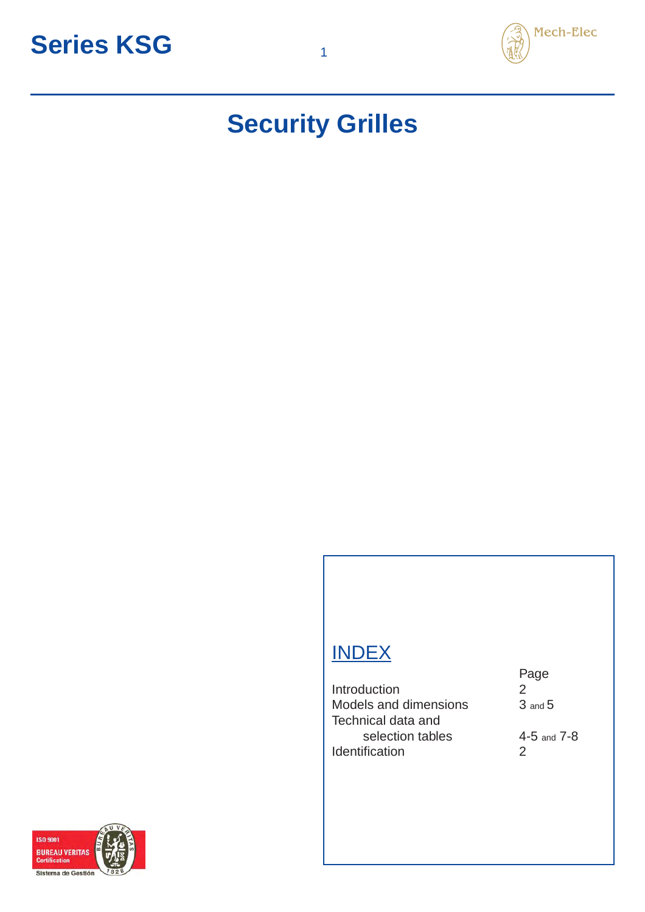# Series KSG

## Security Grilles

### INDEX

| | Page |
|---|---|
| Introduction | 2 |
| Models and dimensions | 3 and 5 |
| Technical data and selection tables | 4-5 and 7-8 |
| Identification | 2 |

ISO 9001
BUREAU VERITAS
Certification
Sistema de Gestión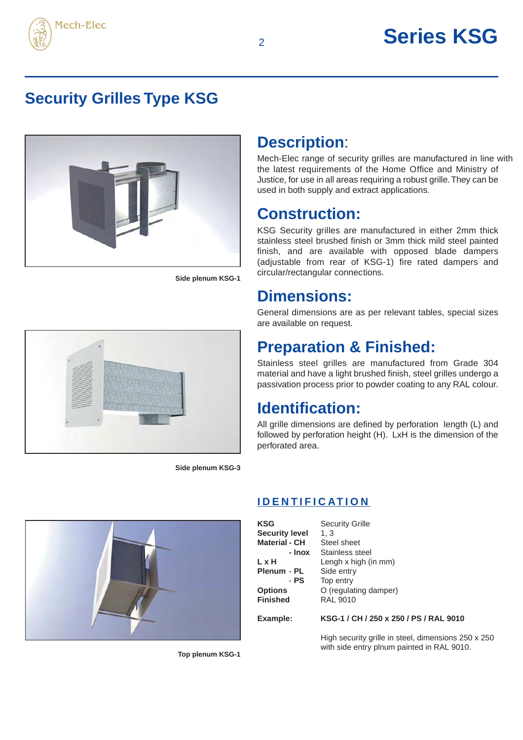# Security Grilles Type KSG

Side plenum KSG-1

## Description:

Mech-Elec range of security grilles are manufactured in line with the latest requirements of the Home Office and Ministry of Justice, for use in all areas requiring a robust grille. They can be used in both supply and extract applications.

## Construction:

KSG Security grilles are manufactured in either 2mm thick stainless steel brushed finish or 3mm thick mild steel painted finish, and are available with opposed blade dampers (adjustable from rear of KSG-1) fire rated dampers and circular/rectangular connections.

## Dimensions:

General dimensions are as per relevant tables, special sizes are available on request.

## Preparation & Finished:

Stainless steel grilles are manufactured from Grade 304 material and have a light brushed finish, steel grilles undergo a passivation process prior to powder coating to any RAL colour.

## Identification:

All grille dimensions are defined by perforation length (L) and followed by perforation height (H). LxH is the dimension of the perforated area.

Side plenum KSG-3

### IDENTIFICATION

| | |
|---|---|
| **KSG** | Security Grille |
| **Security level** | 1, 3 |
| **Material - CH** | Steel sheet |
| **- Inox** | Stainless steel |
| **L x H** | Lengh x high (in mm) |
| **Plenum - PL** | Side entry |
| **- PS** | Top entry |
| **Options** | O (regulating damper) |
| **Finished** | RAL 9010 |

**Example:** **KSG-1 / CH / 250 x 250 / PS / RAL 9010**

High security grille in steel, dimensions 250 x 250 with side entry plnum painted in RAL 9010.

Top plenum KSG-1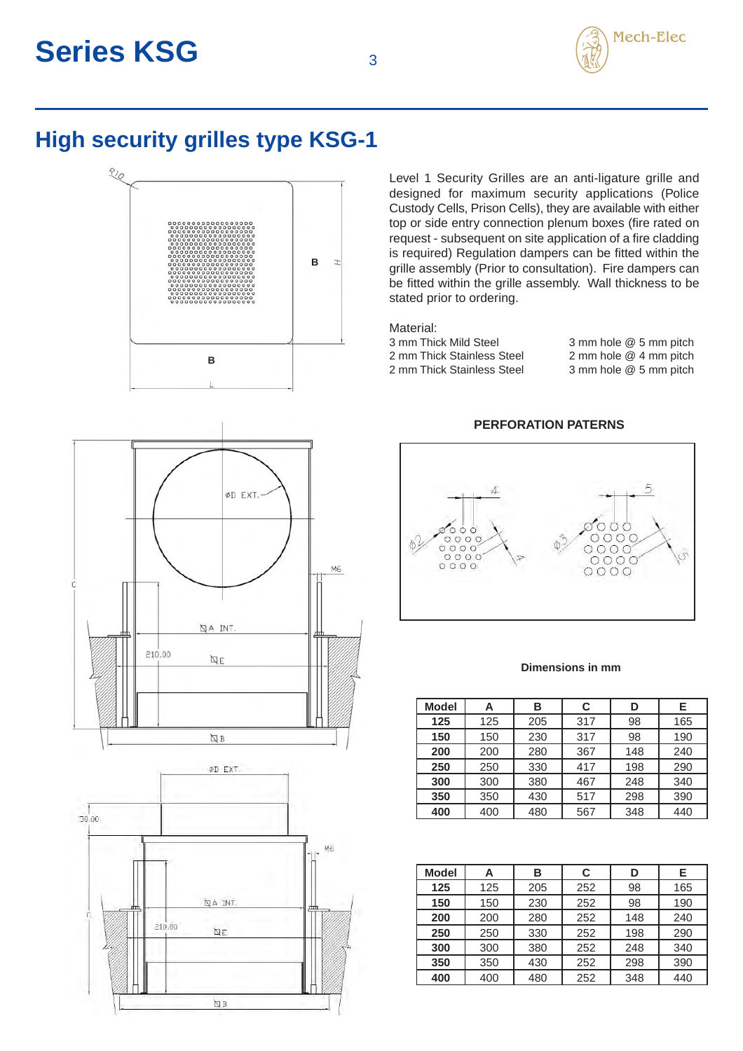# Series KSG

## High security grilles type KSG-1

Level 1 Security Grilles are an anti-ligature grille and designed for maximum security applications (Police Custody Cells, Prison Cells), they are available with either top or side entry connection plenum boxes (fire rated on request - subsequent on site application of a fire cladding is required) Regulation dampers can be fitted within the grille assembly (Prior to consultation). Fire dampers can be fitted within the grille assembly. Wall thickness to be stated prior to ordering.

Material:

| | |
|---|---|
| 3 mm Thick Mild Steel | 3 mm hole @ 5 mm pitch |
| 2 mm Thick Stainless Steel | 2 mm hole @ 4 mm pitch |
| 2 mm Thick Stainless Steel | 3 mm hole @ 5 mm pitch |

**PERFORATION PATERNS**

**Dimensions in mm**

| Model | A | B | C | D | E |
|---|---|---|---|---|---|
| **125** | 125 | 205 | 317 | 98 | 165 |
| **150** | 150 | 230 | 317 | 98 | 190 |
| **200** | 200 | 280 | 367 | 148 | 240 |
| **250** | 250 | 330 | 417 | 198 | 290 |
| **300** | 300 | 380 | 467 | 248 | 340 |
| **350** | 350 | 430 | 517 | 298 | 390 |
| **400** | 400 | 480 | 567 | 348 | 440 |

| Model | A | B | C | D | E |
|---|---|---|---|---|---|
| **125** | 125 | 205 | 252 | 98 | 165 |
| **150** | 150 | 230 | 252 | 98 | 190 |
| **200** | 200 | 280 | 252 | 148 | 240 |
| **250** | 250 | 330 | 252 | 198 | 290 |
| **300** | 300 | 380 | 252 | 248 | 340 |
| **350** | 350 | 430 | 252 | 298 | 390 |
| **400** | 400 | 480 | 252 | 348 | 440 |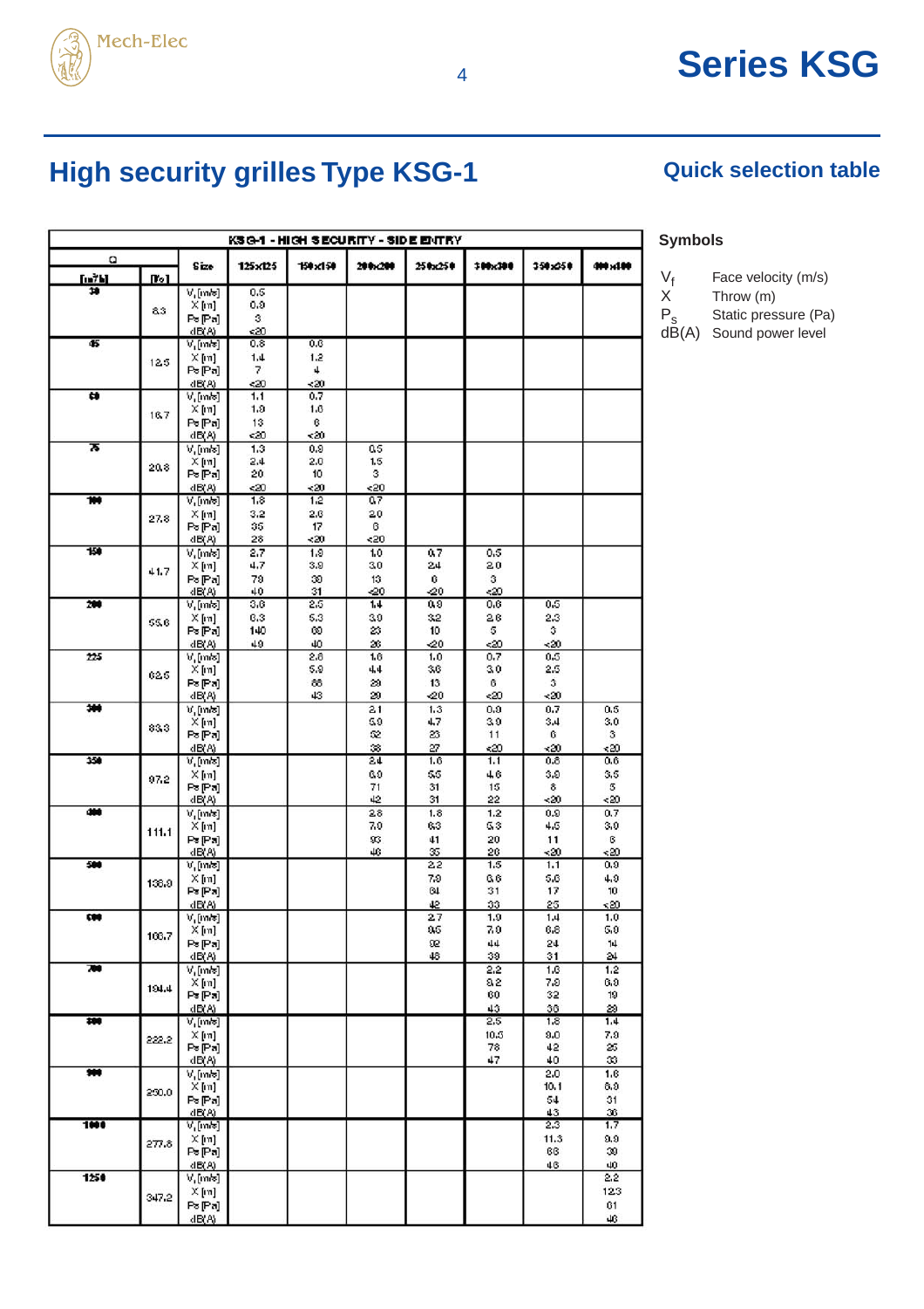# High security grilles Type KSG-1

## Quick selection table

| KSG-1 - HIGH SECURITY - SIDE ENTRY | | | | | | | | | | |
|---|---|---|---|---|---|---|---|---|---|---|
| Q [m³/h] | [l/s] | Size | 125x125 | 150x150 | 200x200 | 250x250 | 300x300 | 350x350 | 400x400 |
| 30 | 8.3 | $V_f$ [m/s] | 0.5 | | | | | | |
| | | X [m] | 0.9 | | | | | | |
| | | Ps [Pa] | 3 | | | | | | |
| | | dB(A) | <20 | | | | | | |
| 45 | 12.5 | $V_f$ [m/s] | 0.8 | 0.6 | | | | | |
| | | X [m] | 1.4 | 1.2 | | | | | |
| | | Ps [Pa] | 7 | 4 | | | | | |
| | | dB(A) | <20 | <20 | | | | | |
| 60 | 16.7 | $V_f$ [m/s] | 1.1 | 0.7 | | | | | |
| | | X [m] | 1.9 | 1.6 | | | | | |
| | | Ps [Pa] | 13 | 6 | | | | | |
| | | dB(A) | <20 | <20 | | | | | |
| 75 | 20.8 | $V_f$ [m/s] | 1.3 | 0.9 | 0.5 | | | | |
| | | X [m] | 2.4 | 2.0 | 1.5 | | | | |
| | | Ps [Pa] | 20 | 10 | 3 | | | | |
| | | dB(A) | <20 | <20 | <20 | | | | |
| 100 | 27.8 | $V_f$ [m/s] | 1.8 | 1.2 | 0.7 | | | | |
| | | X [m] | 3.2 | 2.6 | 2.0 | | | | |
| | | Ps [Pa] | 35 | 17 | 6 | | | | |
| | | dB(A) | 28 | <20 | <20 | | | | |
| 150 | 41.7 | $V_f$ [m/s] | 2.7 | 1.9 | 1.0 | 0.7 | 0.5 | | |
| | | X [m] | 4.7 | 3.9 | 3.0 | 2.4 | 2.0 | | |
| | | Ps [Pa] | 79 | 39 | 13 | 6 | 3 | | |
| | | dB(A) | 40 | 31 | <20 | <20 | <20 | | |
| 200 | 55.6 | $V_f$ [m/s] | 3.6 | 2.5 | 1.4 | 0.9 | 0.6 | 0.5 | |
| | | X [m] | 6.3 | 5.3 | 3.9 | 3.2 | 2.6 | 2.3 | |
| | | Ps [Pa] | 140 | 69 | 23 | 10 | 5 | 3 | |
| | | dB(A) | 49 | 40 | 26 | <20 | <20 | <20 | |
| 225 | 62.5 | $V_f$ [m/s] | | 2.8 | 1.6 | 1.0 | 0.7 | 0.5 | |
| | | X [m] | | 5.9 | 4.4 | 3.6 | 3.0 | 2.5 | |
| | | Ps [Pa] | | 88 | 29 | 13 | 6 | 3 | |
| | | dB(A) | | 43 | 29 | <20 | <20 | <20 | |
| 300 | 83.3 | $V_f$ [m/s] | | | 2.1 | 1.3 | 0.9 | 0.7 | 0.5 |
| | | X [m] | | | 5.9 | 4.7 | 3.9 | 3.4 | 3.0 |
| | | Ps [Pa] | | | 52 | 23 | 11 | 6 | 3 |
| | | dB(A) | | | 38 | 27 | <20 | <20 | <20 |
| 350 | 97.2 | $V_f$ [m/s] | | | 2.4 | 1.6 | 1.1 | 0.8 | 0.6 |
| | | X [m] | | | 6.0 | 5.5 | 4.6 | 3.9 | 3.5 |
| | | Ps [Pa] | | | 71 | 31 | 15 | 8 | 5 |
| | | dB(A) | | | 42 | 31 | 22 | <20 | <20 |
| 400 | 111.1 | $V_f$ [m/s] | | | 2.8 | 1.8 | 1.2 | 0.9 | 0.7 |
| | | X [m] | | | 7.0 | 6.3 | 5.3 | 4.5 | 3.0 |
| | | Ps [Pa] | | | 93 | 41 | 20 | 11 | 6 |
| | | dB(A) | | | 46 | 35 | 26 | <20 | <20 |
| 500 | 138.9 | $V_f$ [m/s] | | | | 2.2 | 1.5 | 1.1 | 0.9 |
| | | X [m] | | | | 7.9 | 6.6 | 5.6 | 4.9 |
| | | Ps [Pa] | | | | 64 | 31 | 17 | 10 |
| | | dB(A) | | | | 42 | 33 | 25 | <20 |
| 600 | 166.7 | $V_f$ [m/s] | | | | 2.7 | 1.9 | 1.4 | 1.0 |
| | | X [m] | | | | 9.5 | 7.9 | 6.8 | 5.9 |
| | | Ps [Pa] | | | | 92 | 44 | 24 | 14 |
| | | dB(A) | | | | 46 | 39 | 31 | 24 |
| 700 | 194.4 | $V_f$ [m/s] | | | | | 2.2 | 1.6 | 1.2 |
| | | X [m] | | | | | 9.2 | 7.9 | 6.9 |
| | | Ps [Pa] | | | | | 60 | 32 | 19 |
| | | dB(A) | | | | | 43 | 36 | 29 |
| 800 | 222.2 | $V_f$ [m/s] | | | | | 2.5 | 1.8 | 1.4 |
| | | X [m] | | | | | 10.5 | 9.0 | 7.9 |
| | | Ps [Pa] | | | | | 78 | 42 | 25 |
| | | dB(A) | | | | | 47 | 40 | 33 |
| 900 | 250.0 | $V_f$ [m/s] | | | | | | 2.0 | 1.6 |
| | | X [m] | | | | | | 10.1 | 8.9 |
| | | Ps [Pa] | | | | | | 54 | 31 |
| | | dB(A) | | | | | | 43 | 36 |
| 1000 | 277.8 | $V_f$ [m/s] | | | | | | 2.3 | 1.7 |
| | | X [m] | | | | | | 11.3 | 9.9 |
| | | Ps [Pa] | | | | | | 66 | 39 |
| | | dB(A) | | | | | | 46 | 40 |
| 1250 | 347.2 | $V_f$ [m/s] | | | | | | | 2.2 |
| | | X [m] | | | | | | | 12.3 |
| | | Ps [Pa] | | | | | | | 61 |
| | | dB(A) | | | | | | | 46 |

### Symbols

| | |
|---|---|
| $V_f$ | Face velocity (m/s) |
| X | Throw (m) |
| $P_s$ | Static pressure (Pa) |
| dB(A) | Sound power level |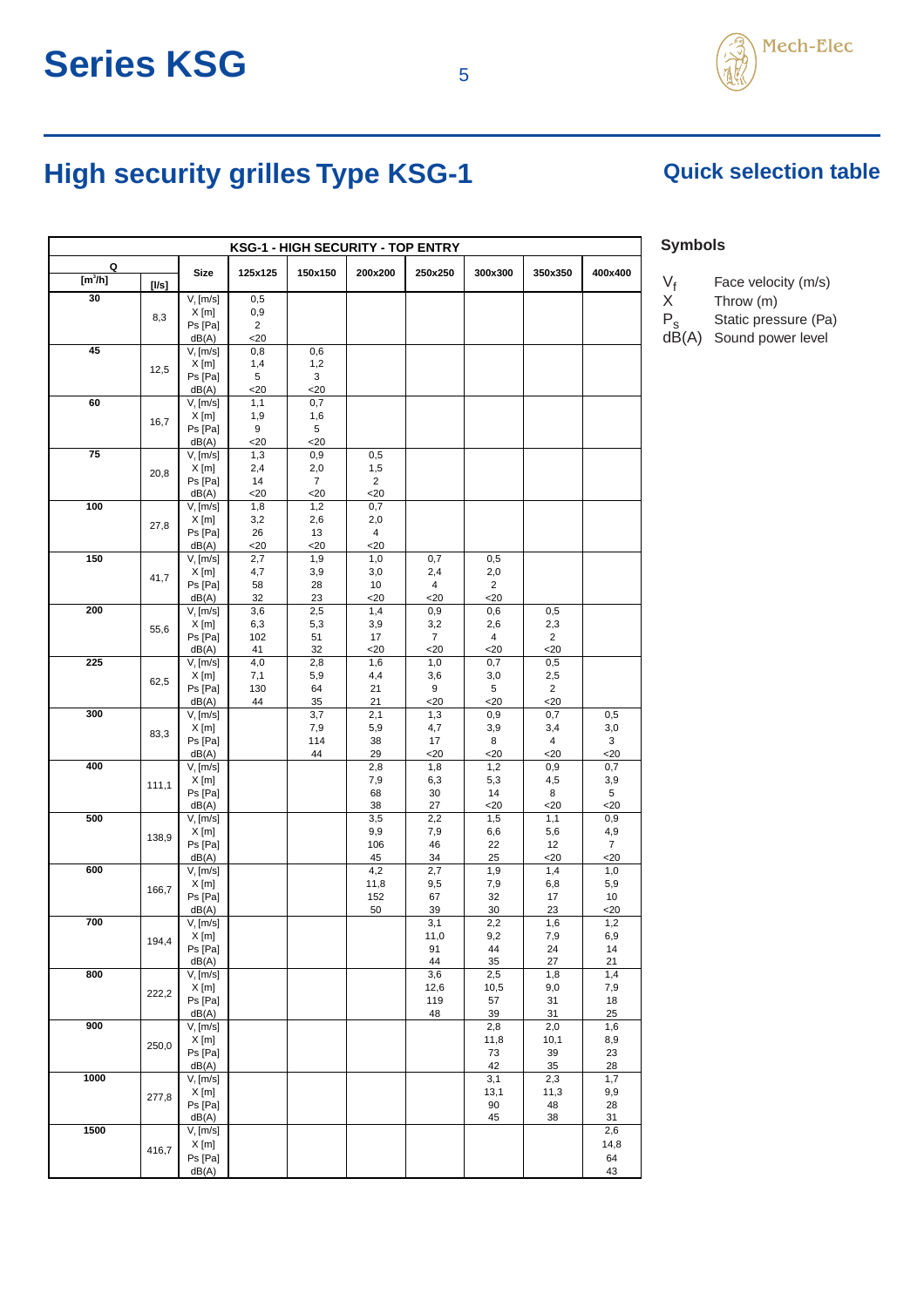# Series KSG

## High security grilles Type KSG-1

### Quick selection table

| KSG-1 - HIGH SECURITY - TOP ENTRY | | | | | | | | | |
|---|---|---|---|---|---|---|---|---|---|
| Q [m³/h] | [l/s] | Size | 125x125 | 150x150 | 200x200 | 250x250 | 300x300 | 350x350 | 400x400 |
| 30 | 8,3 | $V_f$ [m/s] | 0,5 | | | | | | |
| | | X [m] | 0,9 | | | | | | |
| | | Ps [Pa] | 2 | | | | | | |
| | | dB(A) | <20 | | | | | | |
| 45 | 12,5 | $V_f$ [m/s] | 0,8 | 0,6 | | | | | |
| | | X [m] | 1,4 | 1,2 | | | | | |
| | | Ps [Pa] | 5 | 3 | | | | | |
| | | dB(A) | <20 | <20 | | | | | |
| 60 | 16,7 | $V_f$ [m/s] | 1,1 | 0,7 | | | | | |
| | | X [m] | 1,9 | 1,6 | | | | | |
| | | Ps [Pa] | 9 | 5 | | | | | |
| | | dB(A) | <20 | <20 | | | | | |
| 75 | 20,8 | $V_f$ [m/s] | 1,3 | 0,9 | 0,5 | | | | |
| | | X [m] | 2,4 | 2,0 | 1,5 | | | | |
| | | Ps [Pa] | 14 | 7 | 2 | | | | |
| | | dB(A) | <20 | <20 | <20 | | | | |
| 100 | 27,8 | $V_f$ [m/s] | 1,8 | 1,2 | 0,7 | | | | |
| | | X [m] | 3,2 | 2,6 | 2,0 | | | | |
| | | Ps [Pa] | 26 | 13 | 4 | | | | |
| | | dB(A) | <20 | <20 | <20 | | | | |
| 150 | 41,7 | $V_f$ [m/s] | 2,7 | 1,9 | 1,0 | 0,7 | 0,5 | | |
| | | X [m] | 4,7 | 3,9 | 3,0 | 2,4 | 2,0 | | |
| | | Ps [Pa] | 58 | 28 | 10 | 4 | 2 | | |
| | | dB(A) | 32 | 23 | <20 | <20 | <20 | | |
| 200 | 55,6 | $V_f$ [m/s] | 3,6 | 2,5 | 1,4 | 0,9 | 0,6 | 0,5 | |
| | | X [m] | 6,3 | 5,3 | 3,9 | 3,2 | 2,6 | 2,3 | |
| | | Ps [Pa] | 102 | 51 | 17 | 7 | 4 | 2 | |
| | | dB(A) | 41 | 32 | <20 | <20 | <20 | <20 | |
| 225 | 62,5 | $V_f$ [m/s] | 4,0 | 2,8 | 1,6 | 1,0 | 0,7 | 0,5 | |
| | | X [m] | 7,1 | 5,9 | 4,4 | 3,6 | 3,0 | 2,5 | |
| | | Ps [Pa] | 130 | 64 | 21 | 9 | 5 | 2 | |
| | | dB(A) | 44 | 35 | 21 | <20 | <20 | <20 | |
| 300 | 83,3 | $V_f$ [m/s] | | 3,7 | 2,1 | 1,3 | 0,9 | 0,7 | 0,5 |
| | | X [m] | | 7,9 | 5,9 | 4,7 | 3,9 | 3,4 | 3,0 |
| | | Ps [Pa] | | 114 | 38 | 17 | 8 | 4 | 3 |
| | | dB(A) | | 44 | 29 | <20 | <20 | <20 | <20 |
| 400 | 111,1 | $V_f$ [m/s] | | | 2,8 | 1,8 | 1,2 | 0,9 | 0,7 |
| | | X [m] | | | 7,9 | 6,3 | 5,3 | 4,5 | 3,9 |
| | | Ps [Pa] | | | 68 | 30 | 14 | 8 | 5 |
| | | dB(A) | | | 38 | 27 | <20 | <20 | <20 |
| 500 | 138,9 | $V_f$ [m/s] | | | 3,5 | 2,2 | 1,5 | 1,1 | 0,9 |
| | | X [m] | | | 9,9 | 7,9 | 6,6 | 5,6 | 4,9 |
| | | Ps [Pa] | | | 106 | 46 | 22 | 12 | 7 |
| | | dB(A) | | | 45 | 34 | 25 | <20 | <20 |
| 600 | 166,7 | $V_f$ [m/s] | | | 4,2 | 2,7 | 1,9 | 1,4 | 1,0 |
| | | X [m] | | | 11,8 | 9,5 | 7,9 | 6,8 | 5,9 |
| | | Ps [Pa] | | | 152 | 67 | 32 | 17 | 10 |
| | | dB(A) | | | 50 | 39 | 30 | 23 | <20 |
| 700 | 194,4 | $V_f$ [m/s] | | | | 3,1 | 2,2 | 1,6 | 1,2 |
| | | X [m] | | | | 11,0 | 9,2 | 7,9 | 6,9 |
| | | Ps [Pa] | | | | 91 | 44 | 24 | 14 |
| | | dB(A) | | | | 44 | 35 | 27 | 21 |
| 800 | 222,2 | $V_f$ [m/s] | | | | 3,6 | 2,5 | 1,8 | 1,4 |
| | | X [m] | | | | 12,6 | 10,5 | 9,0 | 7,9 |
| | | Ps [Pa] | | | | 119 | 57 | 31 | 18 |
| | | dB(A) | | | | 48 | 39 | 31 | 25 |
| 900 | 250,0 | $V_f$ [m/s] | | | | | 2,8 | 2,0 | 1,6 |
| | | X [m] | | | | | 11,8 | 10,1 | 8,9 |
| | | Ps [Pa] | | | | | 73 | 39 | 23 |
| | | dB(A) | | | | | 42 | 35 | 28 |
| 1000 | 277,8 | $V_f$ [m/s] | | | | | 3,1 | 2,3 | 1,7 |
| | | X [m] | | | | | 13,1 | 11,3 | 9,9 |
| | | Ps [Pa] | | | | | 90 | 48 | 28 |
| | | dB(A) | | | | | 45 | 38 | 31 |
| 1500 | 416,7 | $V_f$ [m/s] | | | | | | | 2,6 |
| | | X [m] | | | | | | | 14,8 |
| | | Ps [Pa] | | | | | | | 64 |
| | | dB(A) | | | | | | | 43 |

### Symbols

- $V_f$ Face velocity (m/s)
- X Throw (m)
- $P_s$ Static pressure (Pa)
- dB(A) Sound power level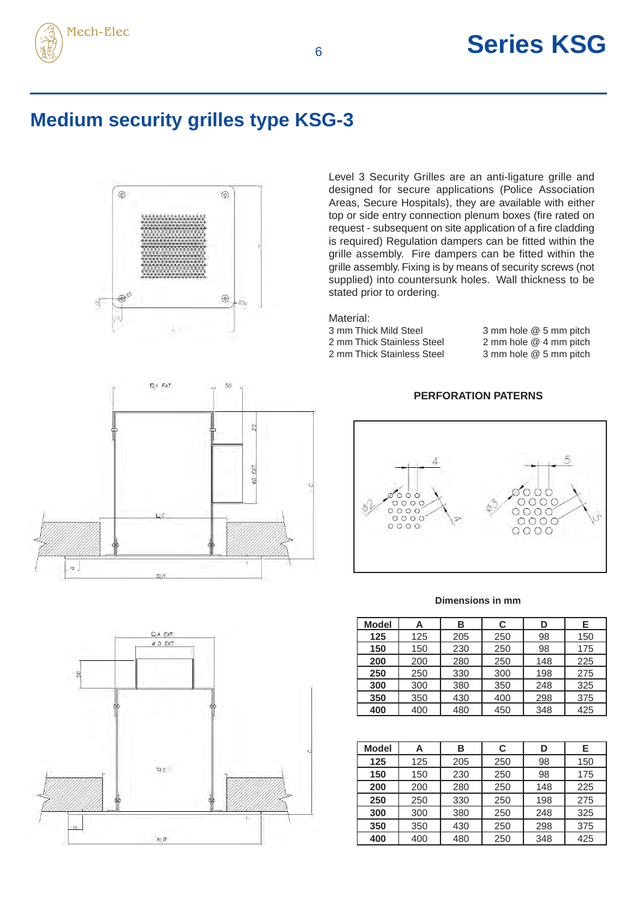# Medium security grilles type KSG-3

Level 3 Security Grilles are an anti-ligature grille and designed for secure applications (Police Association Areas, Secure Hospitals), they are available with either top or side entry connection plenum boxes (fire rated on request - subsequent on site application of a fire cladding is required) Regulation dampers can be fitted within the grille assembly. Fire dampers can be fitted within the grille assembly. Fixing is by means of security screws (not supplied) into countersunk holes. Wall thickness to be stated prior to ordering.

Material:

| | |
|---|---|
| 3 mm Thick Mild Steel | 3 mm hole @ 5 mm pitch |
| 2 mm Thick Stainless Steel | 2 mm hole @ 4 mm pitch |
| 2 mm Thick Stainless Steel | 3 mm hole @ 5 mm pitch |

**PERFORATION PATERNS**

**Dimensions in mm**

| Model | A | B | C | D | E |
|---|---|---|---|---|---|
| **125** | 125 | 205 | 250 | 98 | 150 |
| **150** | 150 | 230 | 250 | 98 | 175 |
| **200** | 200 | 280 | 250 | 148 | 225 |
| **250** | 250 | 330 | 300 | 198 | 275 |
| **300** | 300 | 380 | 350 | 248 | 325 |
| **350** | 350 | 430 | 400 | 298 | 375 |
| **400** | 400 | 480 | 450 | 348 | 425 |

| Model | A | B | C | D | E |
|---|---|---|---|---|---|
| **125** | 125 | 205 | 250 | 98 | 150 |
| **150** | 150 | 230 | 250 | 98 | 175 |
| **200** | 200 | 280 | 250 | 148 | 225 |
| **250** | 250 | 330 | 250 | 198 | 275 |
| **300** | 300 | 380 | 250 | 248 | 325 |
| **350** | 350 | 430 | 250 | 298 | 375 |
| **400** | 400 | 480 | 250 | 348 | 425 |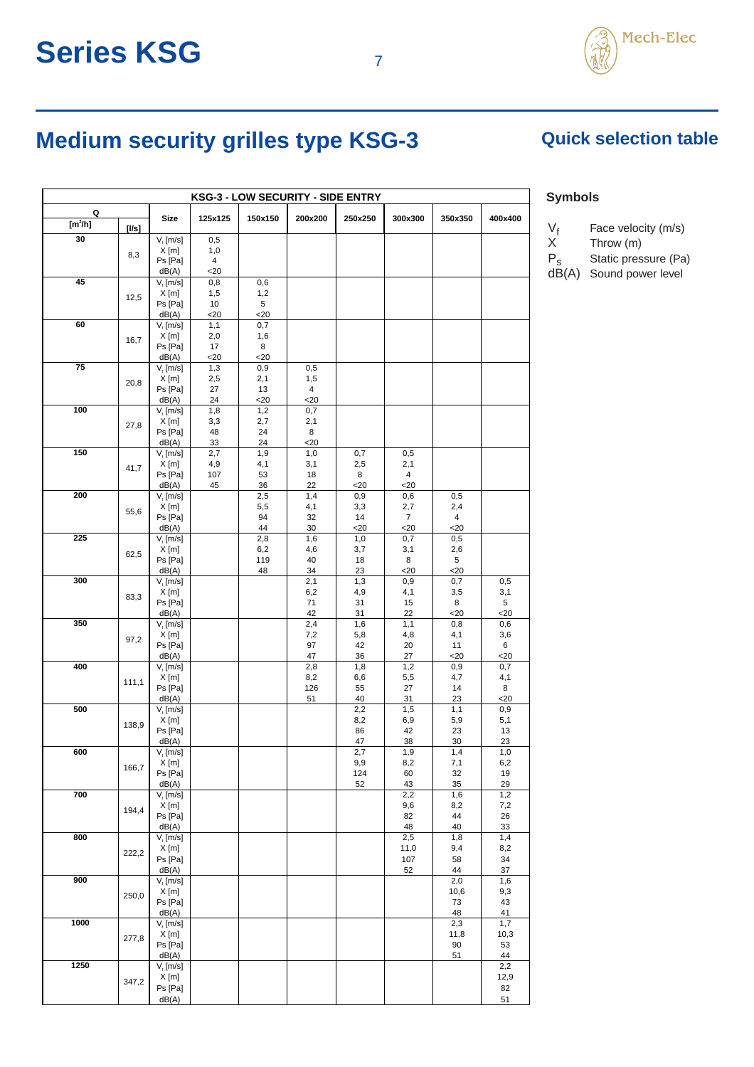# Series KSG

## Medium security grilles type KSG-3

### Quick selection table

| KSG-3 - LOW SECURITY - SIDE ENTRY | | | | | | | | | |
|---|---|---|---|---|---|---|---|---|---|
| Q [m³/h] | [l/s] | Size | 125x125 | 150x150 | 200x200 | 250x250 | 300x300 | 350x350 | 400x400 |
| 30 | 8,3 | $V_f$ [m/s] | 0,5 | | | | | | |
| | | X [m] | 1,0 | | | | | | |
| | | Ps [Pa] | 4 | | | | | | |
| | | dB(A) | <20 | | | | | | |
| 45 | 12,5 | $V_f$ [m/s] | 0,8 | 0,6 | | | | | |
| | | X [m] | 1,5 | 1,2 | | | | | |
| | | Ps [Pa] | 10 | 5 | | | | | |
| | | dB(A) | <20 | <20 | | | | | |
| 60 | 16,7 | $V_f$ [m/s] | 1,1 | 0,7 | | | | | |
| | | X [m] | 2,0 | 1,6 | | | | | |
| | | Ps [Pa] | 17 | 8 | | | | | |
| | | dB(A) | <20 | <20 | | | | | |
| 75 | 20,8 | $V_f$ [m/s] | 1,3 | 0,9 | 0,5 | | | | |
| | | X [m] | 2,5 | 2,1 | 1,5 | | | | |
| | | Ps [Pa] | 27 | 13 | 4 | | | | |
| | | dB(A) | 24 | <20 | <20 | | | | |
| 100 | 27,8 | $V_f$ [m/s] | 1,8 | 1,2 | 0,7 | | | | |
| | | X [m] | 3,3 | 2,7 | 2,1 | | | | |
| | | Ps [Pa] | 48 | 24 | 8 | | | | |
| | | dB(A) | 33 | 24 | <20 | | | | |
| 150 | 41,7 | $V_f$ [m/s] | 2,7 | 1,9 | 1,0 | 0,7 | 0,5 | | |
| | | X [m] | 4,9 | 4,1 | 3,1 | 2,5 | 2,1 | | |
| | | Ps [Pa] | 107 | 53 | 18 | 8 | 4 | | |
| | | dB(A) | 45 | 36 | 22 | <20 | <20 | | |
| 200 | 55,6 | $V_f$ [m/s] | | 2,5 | 1,4 | 0,9 | 0,6 | 0,5 | |
| | | X [m] | | 5,5 | 4,1 | 3,3 | 2,7 | 2,4 | |
| | | Ps [Pa] | | 94 | 32 | 14 | 7 | 4 | |
| | | dB(A) | | 44 | 30 | <20 | <20 | <20 | |
| 225 | 62,5 | $V_f$ [m/s] | | 2,8 | 1,6 | 1,0 | 0,7 | 0,5 | |
| | | X [m] | | 6,2 | 4,6 | 3,7 | 3,1 | 2,6 | |
| | | Ps [Pa] | | 119 | 40 | 18 | 8 | 5 | |
| | | dB(A) | | 48 | 34 | 23 | <20 | <20 | |
| 300 | 83,3 | $V_f$ [m/s] | | | 2,1 | 1,3 | 0,9 | 0,7 | 0,5 |
| | | X [m] | | | 6,2 | 4,9 | 4,1 | 3,5 | 3,1 |
| | | Ps [Pa] | | | 71 | 31 | 15 | 8 | 5 |
| | | dB(A) | | | 42 | 31 | 22 | <20 | <20 |
| 350 | 97,2 | $V_f$ [m/s] | | | 2,4 | 1,6 | 1,1 | 0,8 | 0,6 |
| | | X [m] | | | 7,2 | 5,8 | 4,8 | 4,1 | 3,6 |
| | | Ps [Pa] | | | 97 | 42 | 20 | 11 | 6 |
| | | dB(A) | | | 47 | 36 | 27 | <20 | <20 |
| 400 | 111,1 | $V_f$ [m/s] | | | 2,8 | 1,8 | 1,2 | 0,9 | 0,7 |
| | | X [m] | | | 8,2 | 6,6 | 5,5 | 4,7 | 4,1 |
| | | Ps [Pa] | | | 126 | 55 | 27 | 14 | 8 |
| | | dB(A) | | | 51 | 40 | 31 | 23 | <20 |
| 500 | 138,9 | $V_f$ [m/s] | | | | 2,2 | 1,5 | 1,1 | 0,9 |
| | | X [m] | | | | 8,2 | 6,9 | 5,9 | 5,1 |
| | | Ps [Pa] | | | | 86 | 42 | 23 | 13 |
| | | dB(A) | | | | 47 | 38 | 30 | 23 |
| 600 | 166,7 | $V_f$ [m/s] | | | | 2,7 | 1,9 | 1,4 | 1,0 |
| | | X [m] | | | | 9,9 | 8,2 | 7,1 | 6,2 |
| | | Ps [Pa] | | | | 124 | 60 | 32 | 19 |
| | | dB(A) | | | | 52 | 43 | 35 | 29 |
| 700 | 194,4 | $V_f$ [m/s] | | | | | 2,2 | 1,6 | 1,2 |
| | | X [m] | | | | | 9,6 | 8,2 | 7,2 |
| | | Ps [Pa] | | | | | 82 | 44 | 26 |
| | | dB(A) | | | | | 48 | 40 | 33 |
| 800 | 222,2 | $V_f$ [m/s] | | | | | 2,5 | 1,8 | 1,4 |
| | | X [m] | | | | | 11,0 | 9,4 | 8,2 |
| | | Ps [Pa] | | | | | 107 | 58 | 34 |
| | | dB(A) | | | | | 52 | 44 | 37 |
| 900 | 250,0 | $V_f$ [m/s] | | | | | | 2,0 | 1,6 |
| | | X [m] | | | | | | 10,6 | 9,3 |
| | | Ps [Pa] | | | | | | 73 | 43 |
| | | dB(A) | | | | | | 48 | 41 |
| 1000 | 277,8 | $V_f$ [m/s] | | | | | | 2,3 | 1,7 |
| | | X [m] | | | | | | 11,8 | 10,3 |
| | | Ps [Pa] | | | | | | 90 | 53 |
| | | dB(A) | | | | | | 51 | 44 |
| 1250 | 347,2 | $V_f$ [m/s] | | | | | | | 2,2 |
| | | X [m] | | | | | | | 12,9 |
| | | Ps [Pa] | | | | | | | 82 |
| | | dB(A) | | | | | | | 51 |

### Symbols

- $V_f$ Face velocity (m/s)
- X Throw (m)
- $P_s$ Static pressure (Pa)
- dB(A) Sound power level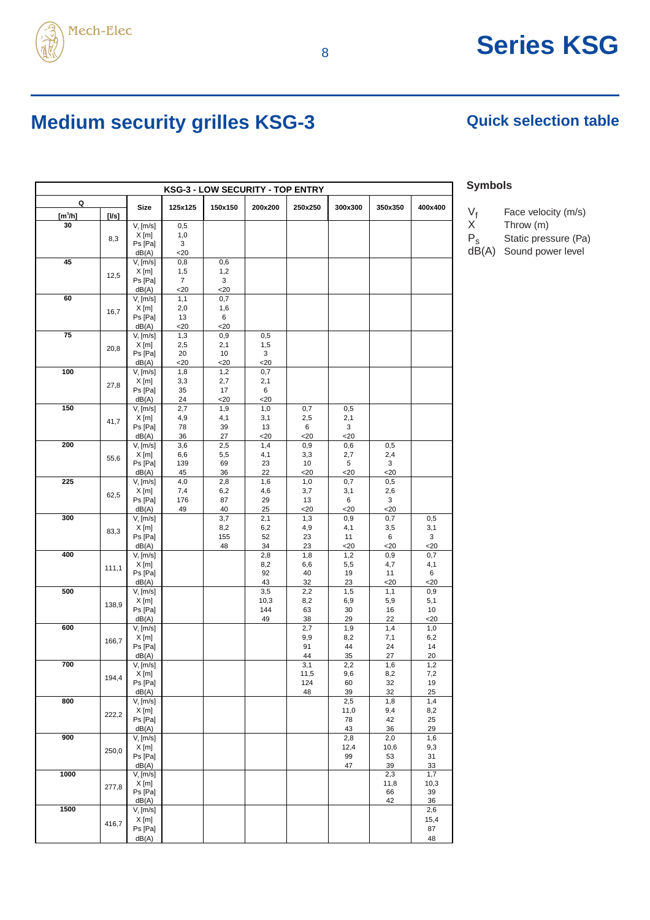# Medium security grilles KSG-3

## Quick selection table

| KSG-3 - LOW SECURITY - TOP ENTRY | | | | | | | | | |
|---|---|---|---|---|---|---|---|---|---|
| Q [m³/h] | [l/s] | Size | 125x125 | 150x150 | 200x200 | 250x250 | 300x300 | 350x350 | 400x400 |
| 30 | 8,3 | $V_t$ [m/s] | 0,5 | | | | | | |
| | | X [m] | 1,0 | | | | | | |
| | | Ps [Pa] | 3 | | | | | | |
| | | dB(A) | <20 | | | | | | |
| 45 | 12,5 | $V_t$ [m/s] | 0,8 | 0,6 | | | | | |
| | | X [m] | 1,5 | 1,2 | | | | | |
| | | Ps [Pa] | 7 | 3 | | | | | |
| | | dB(A) | <20 | <20 | | | | | |
| 60 | 16,7 | $V_t$ [m/s] | 1,1 | 0,7 | | | | | |
| | | X [m] | 2,0 | 1,6 | | | | | |
| | | Ps [Pa] | 13 | 6 | | | | | |
| | | dB(A) | <20 | <20 | | | | | |
| 75 | 20,8 | $V_t$ [m/s] | 1,3 | 0,9 | 0,5 | | | | |
| | | X [m] | 2,5 | 2,1 | 1,5 | | | | |
| | | Ps [Pa] | 20 | 10 | 3 | | | | |
| | | dB(A) | <20 | <20 | <20 | | | | |
| 100 | 27,8 | $V_t$ [m/s] | 1,8 | 1,2 | 0,7 | | | | |
| | | X [m] | 3,3 | 2,7 | 2,1 | | | | |
| | | Ps [Pa] | 35 | 17 | 6 | | | | |
| | | dB(A) | 24 | <20 | <20 | | | | |
| 150 | 41,7 | $V_t$ [m/s] | 2,7 | 1,9 | 1,0 | 0,7 | 0,5 | | |
| | | X [m] | 4,9 | 4,1 | 3,1 | 2,5 | 2,1 | | |
| | | Ps [Pa] | 78 | 39 | 13 | 6 | 3 | | |
| | | dB(A) | 36 | 27 | <20 | <20 | <20 | | |
| 200 | 55,6 | $V_t$ [m/s] | 3,6 | 2,5 | 1,4 | 0,9 | 0,6 | 0,5 | |
| | | X [m] | 6,6 | 5,5 | 4,1 | 3,3 | 2,7 | 2,4 | |
| | | Ps [Pa] | 139 | 69 | 23 | 10 | 5 | 3 | |
| | | dB(A) | 45 | 36 | 22 | <20 | <20 | <20 | |
| 225 | 62,5 | $V_t$ [m/s] | 4,0 | 2,8 | 1,6 | 1,0 | 0,7 | 0,5 | |
| | | X [m] | 7,4 | 6,2 | 4,6 | 3,7 | 3,1 | 2,6 | |
| | | Ps [Pa] | 176 | 87 | 29 | 13 | 6 | 3 | |
| | | dB(A) | 49 | 40 | 25 | <20 | <20 | <20 | |
| 300 | 83,3 | $V_t$ [m/s] | | 3,7 | 2,1 | 1,3 | 0,9 | 0,7 | 0,5 |
| | | X [m] | | 8,2 | 6,2 | 4,9 | 4,1 | 3,5 | 3,1 |
| | | Ps [Pa] | | 155 | 52 | 23 | 11 | 6 | 3 |
| | | dB(A) | | 48 | 34 | 23 | <20 | <20 | <20 |
| 400 | 111,1 | $V_t$ [m/s] | | | 2,8 | 1,8 | 1,2 | 0,9 | 0,7 |
| | | X [m] | | | 8,2 | 6,6 | 5,5 | 4,7 | 4,1 |
| | | Ps [Pa] | | | 92 | 40 | 19 | 11 | 6 |
| | | dB(A) | | | 43 | 32 | 23 | <20 | <20 |
| 500 | 138,9 | $V_t$ [m/s] | | | 3,5 | 2,2 | 1,5 | 1,1 | 0,9 |
| | | X [m] | | | 10,3 | 8,2 | 6,9 | 5,9 | 5,1 |
| | | Ps [Pa] | | | 144 | 63 | 30 | 16 | 10 |
| | | dB(A) | | | 49 | 38 | 29 | 22 | <20 |
| 600 | 166,7 | $V_t$ [m/s] | | | | 2,7 | 1,9 | 1,4 | 1,0 |
| | | X [m] | | | | 9,9 | 8,2 | 7,1 | 6,2 |
| | | Ps [Pa] | | | | 91 | 44 | 24 | 14 |
| | | dB(A) | | | | 44 | 35 | 27 | 20 |
| 700 | 194,4 | $V_t$ [m/s] | | | | 3,1 | 2,2 | 1,6 | 1,2 |
| | | X [m] | | | | 11,5 | 9,6 | 8,2 | 7,2 |
| | | Ps [Pa] | | | | 124 | 60 | 32 | 19 |
| | | dB(A) | | | | 48 | 39 | 32 | 25 |
| 800 | 222,2 | $V_t$ [m/s] | | | | | 2,5 | 1,8 | 1,4 |
| | | X [m] | | | | | 11,0 | 9,4 | 8,2 |
| | | Ps [Pa] | | | | | 78 | 42 | 25 |
| | | dB(A) | | | | | 43 | 36 | 29 |
| 900 | 250,0 | $V_t$ [m/s] | | | | | 2,8 | 2,0 | 1,6 |
| | | X [m] | | | | | 12,4 | 10,6 | 9,3 |
| | | Ps [Pa] | | | | | 99 | 53 | 31 |
| | | dB(A) | | | | | 47 | 39 | 33 |
| 1000 | 277,8 | $V_t$ [m/s] | | | | | | 2,3 | 1,7 |
| | | X [m] | | | | | | 11,8 | 10,3 |
| | | Ps [Pa] | | | | | | 66 | 39 |
| | | dB(A) | | | | | | 42 | 36 |
| 1500 | 416,7 | $V_t$ [m/s] | | | | | | | 2,6 |
| | | X [m] | | | | | | | 15,4 |
| | | Ps [Pa] | | | | | | | 87 |
| | | dB(A) | | | | | | | 48 |

### Symbols

| | |
|---|---|
| $V_f$ | Face velocity (m/s) |
| X | Throw (m) |
| $P_s$ | Static pressure (Pa) |
| dB(A) | Sound power level |